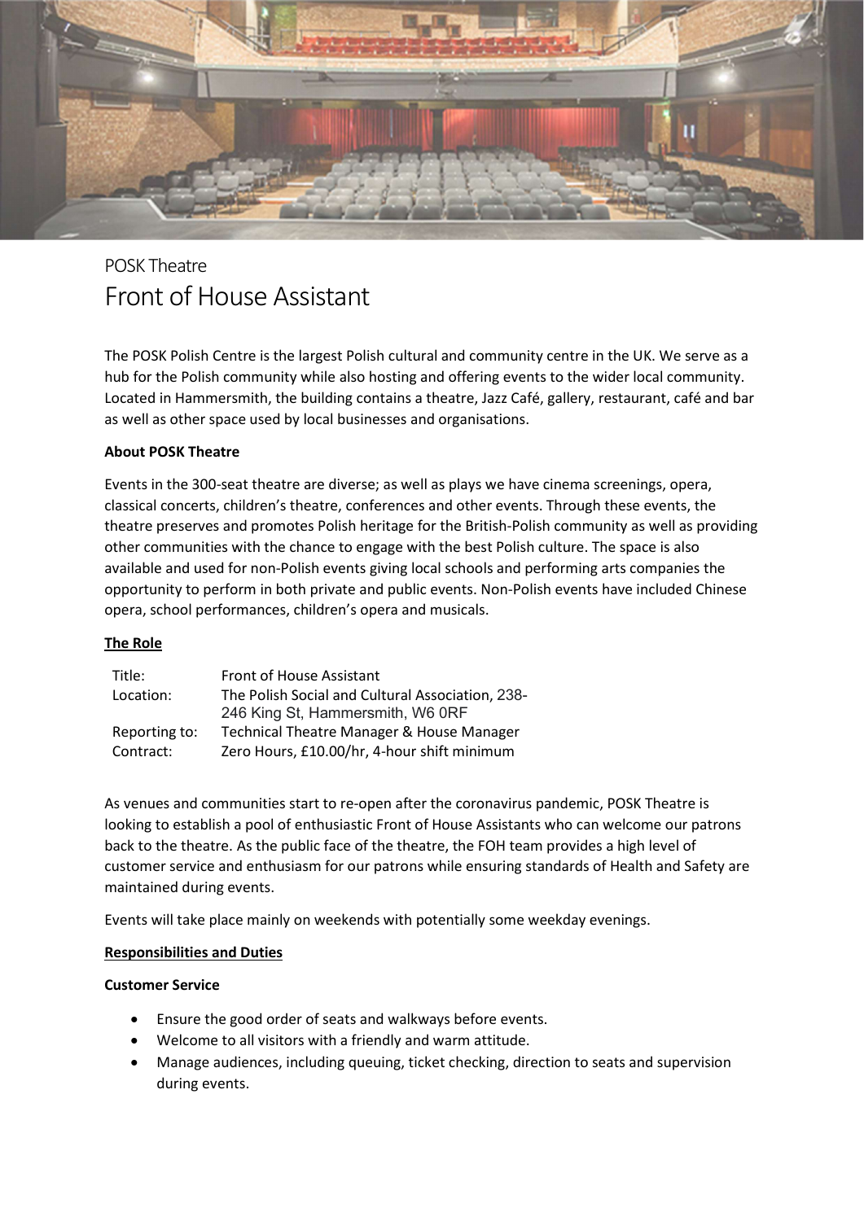POSK Theatre

# Front of House Assistant

The POSK Polish Centre is the largest Polish cultural and community centre in the UK. We serve as a hub for the Polish community while also hosting and offering events to the wider local community. Located in Hammersmith, the building contains a theatre, Jazz Café, gallery, restaurant, café and bar as well as other space used by local businesses and organisations.

**About POSK Theatre**

Events in the 300-seat theatre are diverse; as well as plays we have cinema screenings, opera, classical concerts, children's theatre, conferences and other events. Through these events, the theatre preserves and promotes Polish heritage for the British-Polish community as well as providing other communities with the chance to engage with the best Polish culture. The space is also available and used for non-Polish events giving local schools and performing arts companies the opportunity to perform in both private and public events. Non-Polish events have included Chinese opera, school performances, children's opera and musicals.

**The Role**

| | |
|---|---|
| Title: | Front of House Assistant |
| Location: | The Polish Social and Cultural Association, 238-246 King St, Hammersmith, W6 0RF |
| Reporting to: | Technical Theatre Manager & House Manager |
| Contract: | Zero Hours, £10.00/hr, 4-hour shift minimum |

As venues and communities start to re-open after the coronavirus pandemic, POSK Theatre is looking to establish a pool of enthusiastic Front of House Assistants who can welcome our patrons back to the theatre. As the public face of the theatre, the FOH team provides a high level of customer service and enthusiasm for our patrons while ensuring standards of Health and Safety are maintained during events.

Events will take place mainly on weekends with potentially some weekday evenings.

**Responsibilities and Duties**

**Customer Service**

- Ensure the good order of seats and walkways before events.
- Welcome to all visitors with a friendly and warm attitude.
- Manage audiences, including queuing, ticket checking, direction to seats and supervision during events.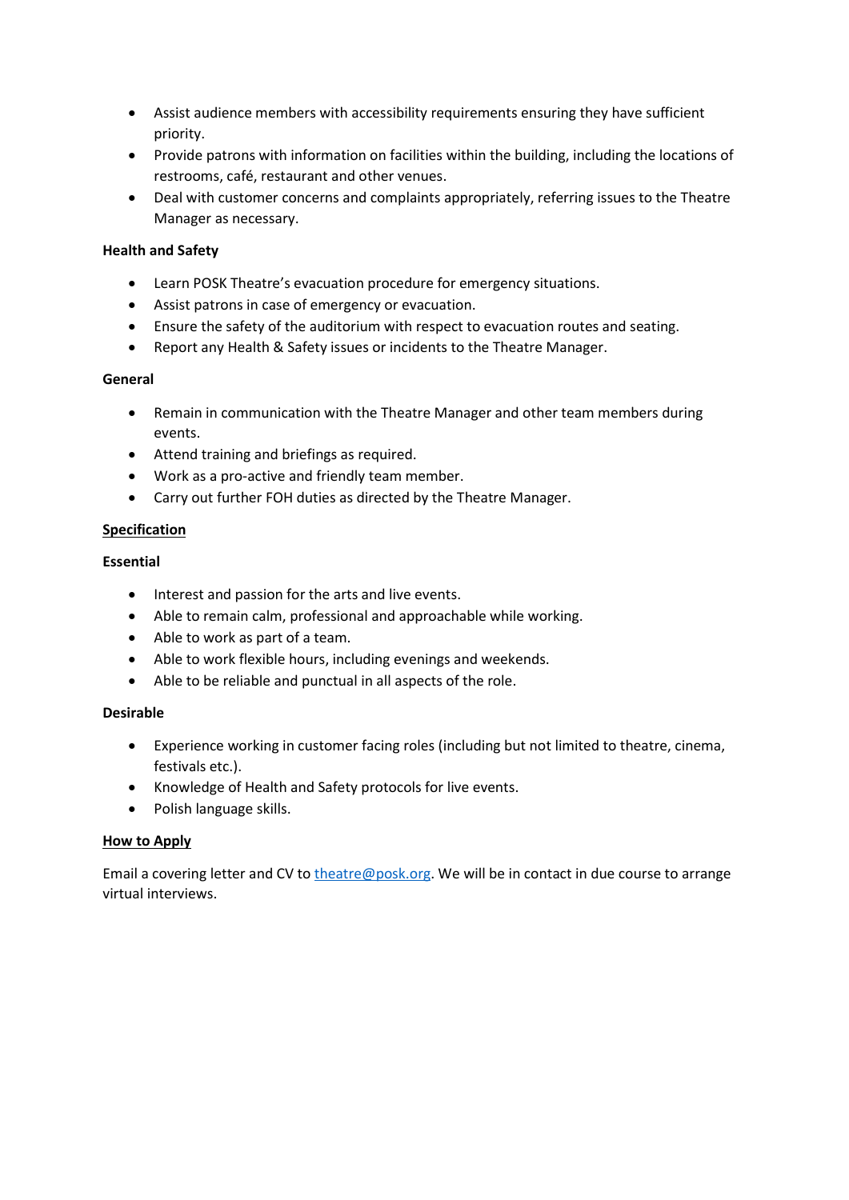- Assist audience members with accessibility requirements ensuring they have sufficient priority.
- Provide patrons with information on facilities within the building, including the locations of restrooms, café, restaurant and other venues.
- Deal with customer concerns and complaints appropriately, referring issues to the Theatre Manager as necessary.

**Health and Safety**

- Learn POSK Theatre's evacuation procedure for emergency situations.
- Assist patrons in case of emergency or evacuation.
- Ensure the safety of the auditorium with respect to evacuation routes and seating.
- Report any Health & Safety issues or incidents to the Theatre Manager.

**General**

- Remain in communication with the Theatre Manager and other team members during events.
- Attend training and briefings as required.
- Work as a pro-active and friendly team member.
- Carry out further FOH duties as directed by the Theatre Manager.

## Specification

**Essential**

- Interest and passion for the arts and live events.
- Able to remain calm, professional and approachable while working.
- Able to work as part of a team.
- Able to work flexible hours, including evenings and weekends.
- Able to be reliable and punctual in all aspects of the role.

**Desirable**

- Experience working in customer facing roles (including but not limited to theatre, cinema, festivals etc.).
- Knowledge of Health and Safety protocols for live events.
- Polish language skills.

## How to Apply

Email a covering letter and CV to [theatre@posk.org](mailto:theatre@posk.org). We will be in contact in due course to arrange virtual interviews.